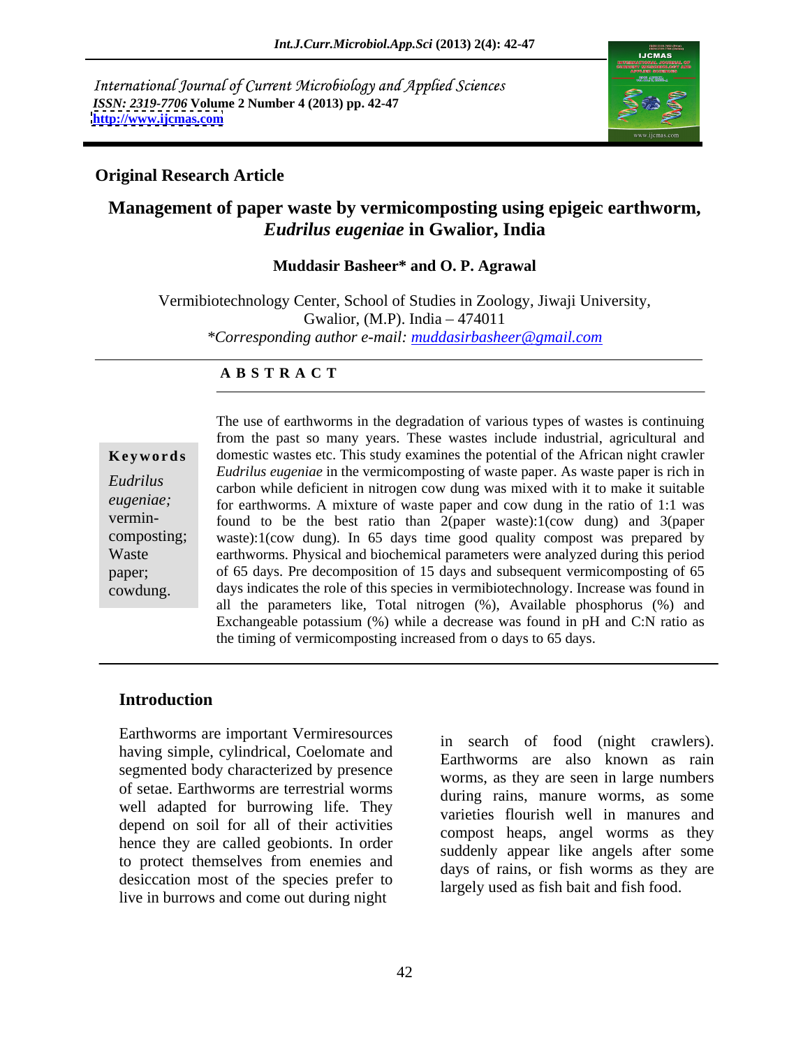International Journal of Current Microbiology and Applied Sciences
*ISSN: 2319-7706* **Volume 2 Number 4 (2013) pp. 42-47**
**http://www.ijcmas.com**

**Original Research Article**

# Management of paper waste by vermicomposting using epigeic earthworm, *Eudrilus eugeniae* in Gwalior, India

**Muddasir Basheer\* and O. P. Agrawal**

Vermibiotechnology Center, School of Studies in Zoology, Jiwaji University, Gwalior, (M.P). India – 474011

*\*Corresponding author e-mail: muddasirbasheer@gmail.com*

## A B S T R A C T

**Keywords**

*Eudrilus eugeniae;* vermin-composting; Waste paper; cowdung.

The use of earthworms in the degradation of various types of wastes is continuing from the past so many years. These wastes include industrial, agricultural and domestic wastes etc. This study examines the potential of the African night crawler *Eudrilus eugeniae* in the vermicomposting of waste paper. As waste paper is rich in carbon while deficient in nitrogen cow dung was mixed with it to make it suitable for earthworms. A mixture of waste paper and cow dung in the ratio of 1:1 was found to be the best ratio than 2(paper waste):1(cow dung) and 3(paper waste):1(cow dung). In 65 days time good quality compost was prepared by earthworms. Physical and biochemical parameters were analyzed during this period of 65 days. Pre decomposition of 15 days and subsequent vermicomposting of 65 days indicates the role of this species in vermibiotechnology. Increase was found in all the parameters like, Total nitrogen (%), Available phosphorus (%) and Exchangeable potassium (%) while a decrease was found in pH and C:N ratio as the timing of vermicomposting increased from o days to 65 days.

## Introduction

Earthworms are important Vermiresources having simple, cylindrical, Coelomate and segmented body characterized by presence of setae. Earthworms are terrestrial worms well adapted for burrowing life. They depend on soil for all of their activities hence they are called geobionts. In order to protect themselves from enemies and desiccation most of the species prefer to live in burrows and come out during night in search of food (night crawlers). Earthworms are also known as rain worms, as they are seen in large numbers during rains, manure worms, as some varieties flourish well in manures and compost heaps, angel worms as they suddenly appear like angels after some days of rains, or fish worms as they are largely used as fish bait and fish food.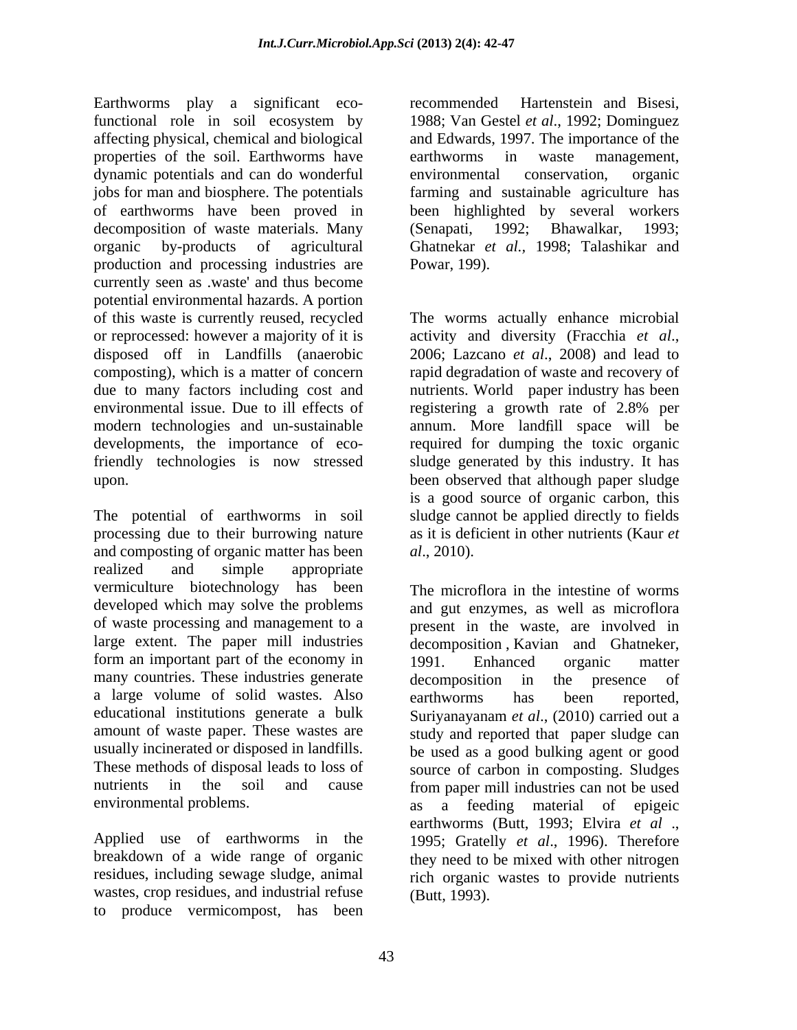Earthworms play a significant eco-functional role in soil ecosystem by affecting physical, chemical and biological properties of the soil. Earthworms have dynamic potentials and can do wonderful jobs for man and biosphere. The potentials of earthworms have been proved in decomposition of waste materials. Many organic by-products of agricultural production and processing industries are currently seen as .waste' and thus become potential environmental hazards. A portion of this waste is currently reused, recycled or reprocessed: however a majority of it is disposed off in Landfills (anaerobic composting), which is a matter of concern due to many factors including cost and environmental issue. Due to ill effects of modern technologies and un-sustainable developments, the importance of eco-friendly technologies is now stressed upon.

The potential of earthworms in soil processing due to their burrowing nature and composting of organic matter has been realized and simple appropriate vermiculture biotechnology has been developed which may solve the problems of waste processing and management to a large extent. The paper mill industries form an important part of the economy in many countries. These industries generate a large volume of solid wastes. Also educational institutions generate a bulk amount of waste paper. These wastes are usually incinerated or disposed in landfills. These methods of disposal leads to loss of nutrients in the soil and cause environmental problems.

Applied use of earthworms in the breakdown of a wide range of organic residues, including sewage sludge, animal wastes, crop residues, and industrial refuse to produce vermicompost, has been recommended Hartenstein and Bisesi, 1988; Van Gestel *et al*., 1992; Dominguez and Edwards, 1997. The importance of the earthworms in waste management, environmental conservation, organic farming and sustainable agriculture has been highlighted by several workers (Senapati, 1992; Bhawalkar, 1993; Ghatnekar *et al.*, 1998; Talashikar and Powar, 199).

The worms actually enhance microbial activity and diversity (Fracchia *et al*., 2006; Lazcano *et al*., 2008) and lead to rapid degradation of waste and recovery of nutrients. World paper industry has been registering a growth rate of 2.8% per annum. More landfill space will be required for dumping the toxic organic sludge generated by this industry. It has been observed that although paper sludge is a good source of organic carbon, this sludge cannot be applied directly to fields as it is deficient in other nutrients (Kaur *et al*., 2010).

The microflora in the intestine of worms and gut enzymes, as well as microflora present in the waste, are involved in decomposition , Kavian and Ghatneker, 1991. Enhanced organic matter decomposition in the presence of earthworms has been reported, Suriyanayanam *et al*., (2010) carried out a study and reported that paper sludge can be used as a good bulking agent or good source of carbon in composting. Sludges from paper mill industries can not be used as a feeding material of epigeic earthworms (Butt, 1993; Elvira *et al* ., 1995; Gratelly *et al*., 1996). Therefore they need to be mixed with other nitrogen rich organic wastes to provide nutrients (Butt, 1993).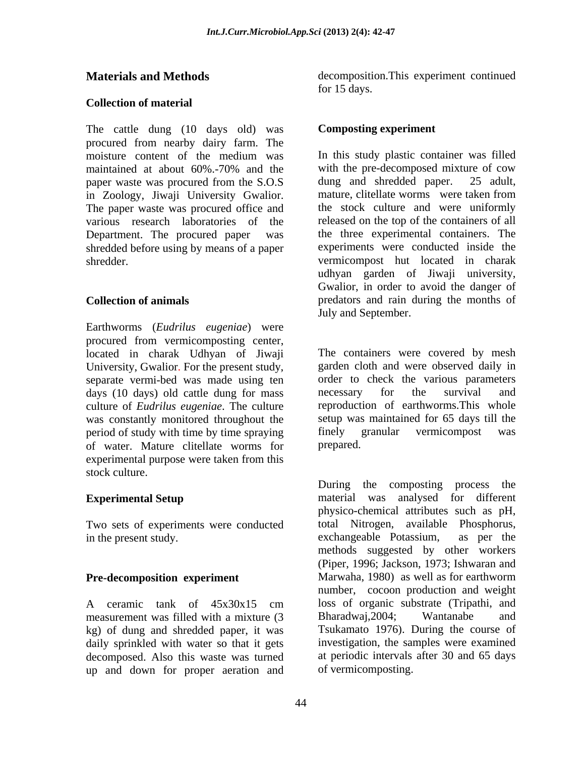## Materials and Methods

### Collection of material

The cattle dung (10 days old) was procured from nearby dairy farm. The moisture content of the medium was maintained at about 60%.-70% and the paper waste was procured from the S.O.S in Zoology, Jiwaji University Gwalior. The paper waste was procured office and various research laboratories of the Department. The procured paper was shredded before using by means of a paper shredder.

### Collection of animals

Earthworms (*Eudrilus eugeniae*) were procured from vermicomposting center, located in charak Udhyan of Jiwaji University, Gwalior. For the present study, separate vermi-bed was made using ten days (10 days) old cattle dung for mass culture of *Eudrilus eugeniae*. The culture was constantly monitored throughout the period of study with time by time spraying of water. Mature clitellate worms for experimental purpose were taken from this stock culture.

### Experimental Setup

Two sets of experiments were conducted in the present study.

### Pre-decomposition experiment

A ceramic tank of 45x30x15 cm measurement was filled with a mixture (3 kg) of dung and shredded paper, it was daily sprinkled with water so that it gets decomposed. Also this waste was turned up and down for proper aeration and decomposition.This experiment continued for 15 days.

### Composting experiment

In this study plastic container was filled with the pre-decomposed mixture of cow dung and shredded paper. 25 adult, mature, clitellate worms were taken from the stock culture and were uniformly released on the top of the containers of all the three experimental containers. The experiments were conducted inside the vermicompost hut located in charak udhyan garden of Jiwaji university, Gwalior, in order to avoid the danger of predators and rain during the months of July and September.

The containers were covered by mesh garden cloth and were observed daily in order to check the various parameters necessary for the survival and reproduction of earthworms.This whole setup was maintained for 65 days till the finely granular vermicompost was prepared.

During the composting process the material was analysed for different physico-chemical attributes such as pH, total Nitrogen, available Phosphorus, exchangeable Potassium, as per the methods suggested by other workers (Piper, 1996; Jackson, 1973; Ishwaran and Marwaha, 1980) as well as for earthworm number, cocoon production and weight loss of organic substrate (Tripathi, and Bharadwaj,2004; Wantanabe and Tsukamato 1976). During the course of investigation, the samples were examined at periodic intervals after 30 and 65 days of vermicomposting.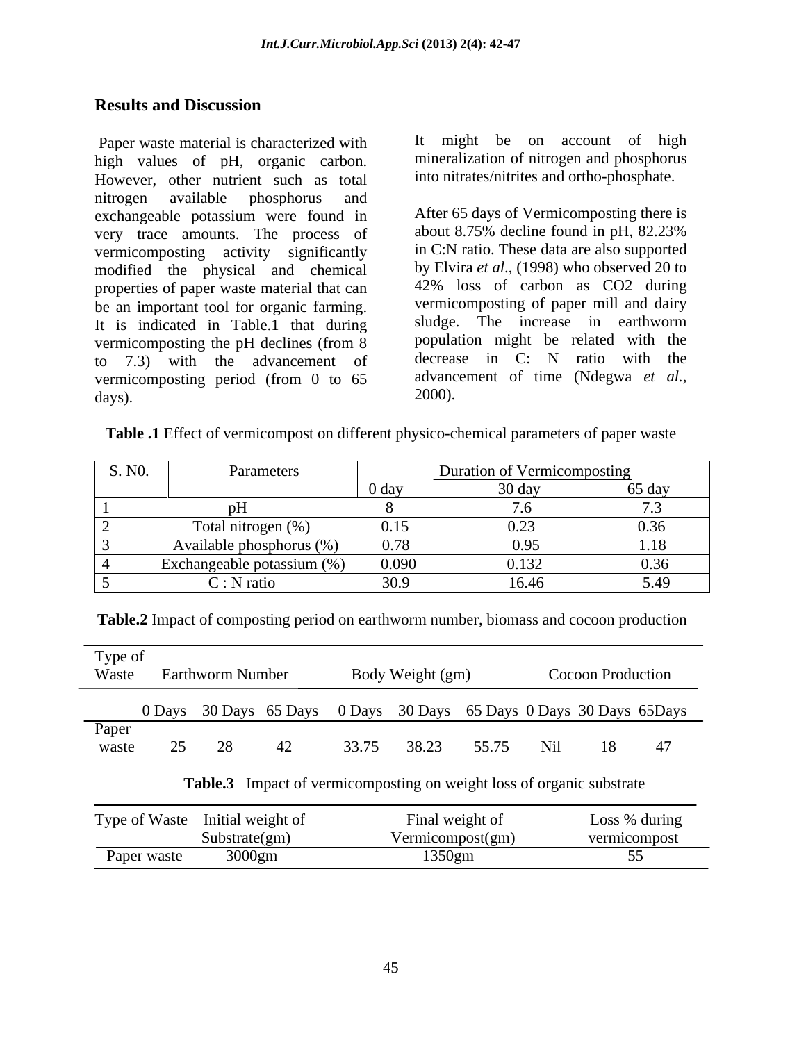## Results and Discussion

Paper waste material is characterized with high values of pH, organic carbon. However, other nutrient such as total nitrogen available phosphorus and exchangeable potassium were found in very trace amounts. The process of vermicomposting activity significantly modified the physical and chemical properties of paper waste material that can be an important tool for organic farming. It is indicated in Table.1 that during vermicomposting the pH declines (from 8 to 7.3) with the advancement of vermicomposting period (from 0 to 65 days).

It might be on account of high mineralization of nitrogen and phosphorus into nitrates/nitrites and ortho-phosphate.

After 65 days of Vermicomposting there is about 8.75% decline found in pH, 82.23% in C:N ratio. These data are also supported by Elvira *et al*., (1998) who observed 20 to 42% loss of carbon as CO2 during vermicomposting of paper mill and dairy sludge. The increase in earthworm population might be related with the decrease in C: N ratio with the advancement of time (Ndegwa *et al.*, 2000).

**Table .1** Effect of vermicompost on different physico-chemical parameters of paper waste

| S. N0. | Parameters | Duration of Vermicomposting | | |
|---|---|---|---|---|
| | | 0 day | 30 day | 65 day |
| 1 | pH | 8 | 7.6 | 7.3 |
| 2 | Total nitrogen (%) | 0.15 | 0.23 | 0.36 |
| 3 | Available phosphorus (%) | 0.78 | 0.95 | 1.18 |
| 4 | Exchangeable potassium (%) | 0.090 | 0.132 | 0.36 |
| 5 | C : N ratio | 30.9 | 16.46 | 5.49 |

**Table.2** Impact of composting period on earthworm number, biomass and cocoon production

| Type of Waste | Earthworm Number | | | Body Weight (gm) | | | Cocoon Production | | |
|---|---|---|---|---|---|---|---|---|---|
| | 0 Days | 30 Days | 65 Days | 0 Days | 30 Days | 65 Days | 0 Days | 30 Days | 65Days |
| Paper waste | 25 | 28 | 42 | 33.75 | 38.23 | 55.75 | Nil | 18 | 47 |

**Table.3** Impact of vermicomposting on weight loss of organic substrate

| Type of Waste | Initial weight of Substrate(gm) | Final weight of Vermicompost(gm) | Loss % during vermicompost |
|---|---|---|---|
| Paper waste | 3000gm | 1350gm | 55 |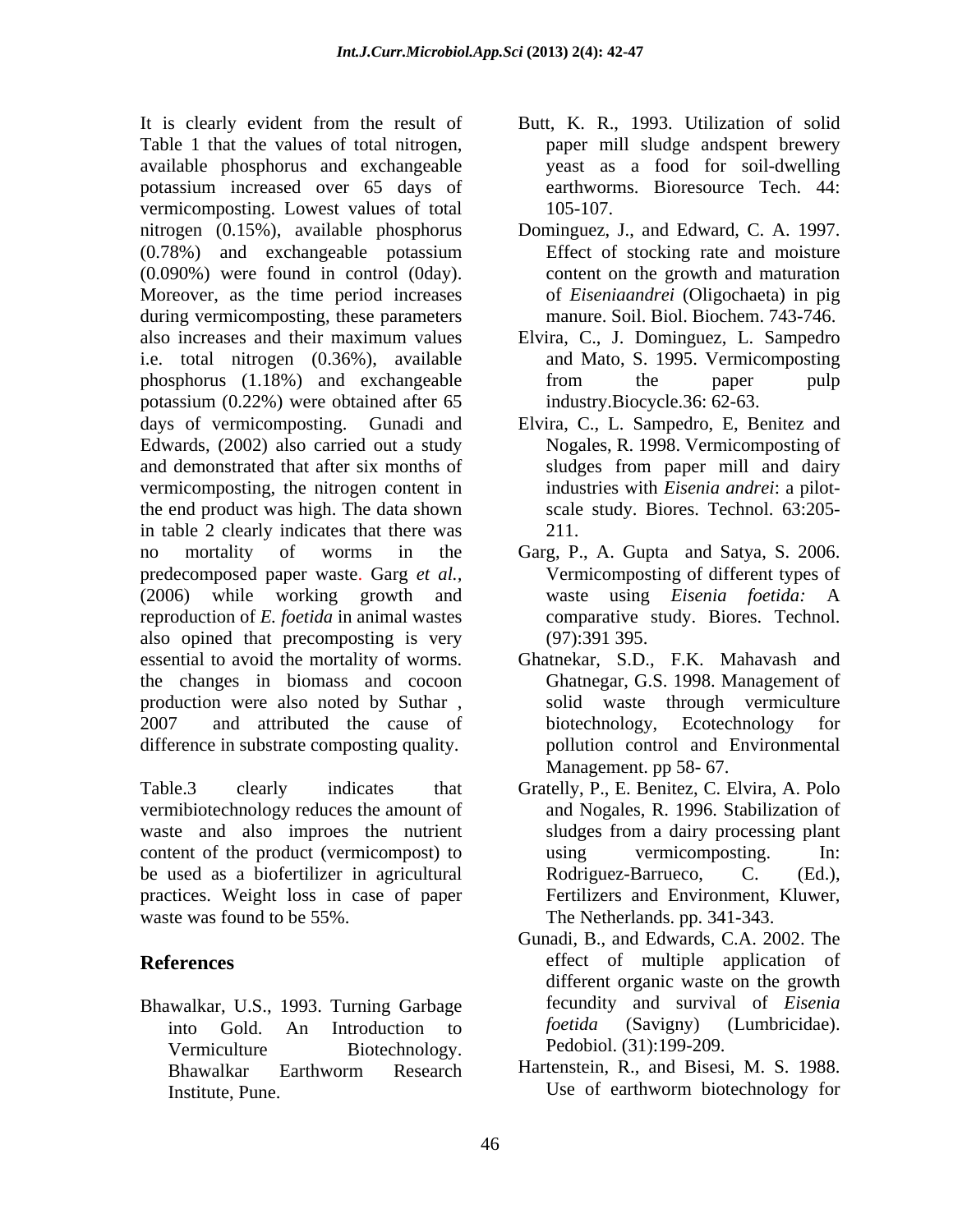It is clearly evident from the result of Table 1 that the values of total nitrogen, available phosphorus and exchangeable potassium increased over 65 days of vermicomposting. Lowest values of total nitrogen (0.15%), available phosphorus (0.78%) and exchangeable potassium (0.090%) were found in control (0day). Moreover, as the time period increases during vermicomposting, these parameters also increases and their maximum values i.e. total nitrogen (0.36%), available phosphorus (1.18%) and exchangeable potassium (0.22%) were obtained after 65 days of vermicomposting. Gunadi and Edwards, (2002) also carried out a study and demonstrated that after six months of vermicomposting, the nitrogen content in the end product was high. The data shown in table 2 clearly indicates that there was no mortality of worms in the predecomposed paper waste. Garg *et al.,* (2006) while working growth and reproduction of *E. foetida* in animal wastes also opined that precomposting is very essential to avoid the mortality of worms. the changes in biomass and cocoon production were also noted by Suthar , 2007 and attributed the cause of difference in substrate composting quality.

Table.3 clearly indicates that vermibiotechnology reduces the amount of waste and also improes the nutrient content of the product (vermicompost) to be used as a biofertilizer in agricultural practices. Weight loss in case of paper waste was found to be 55%.

## References

Bhawalkar, U.S., 1993. Turning Garbage into Gold. An Introduction to Vermiculture Biotechnology. Bhawalkar Earthworm Research Institute, Pune.

Butt, K. R., 1993. Utilization of solid paper mill sludge andspent brewery yeast as a food for soil-dwelling earthworms. Bioresource Tech. 44: 105-107.

Dominguez, J., and Edward, C. A. 1997. Effect of stocking rate and moisture content on the growth and maturation of *Eiseniaandrei* (Oligochaeta) in pig manure. Soil. Biol. Biochem. 743-746.

Elvira, C., J. Dominguez, L. Sampedro and Mato, S. 1995. Vermicomposting from the paper pulp industry.Biocycle.36: 62-63.

Elvira, C., L. Sampedro, E, Benitez and Nogales, R. 1998. Vermicomposting of sludges from paper mill and dairy industries with *Eisenia andrei*: a pilot-scale study. Biores. Technol. 63:205-211.

Garg, P., A. Gupta and Satya, S. 2006. Vermicomposting of different types of waste using *Eisenia foetida:* A comparative study. Biores. Technol. (97):391 395.

Ghatnekar, S.D., F.K. Mahavash and Ghatnegar, G.S. 1998. Management of solid waste through vermiculture biotechnology, Ecotechnology for pollution control and Environmental Management. pp 58- 67.

Gratelly, P., E. Benitez, C. Elvira, A. Polo and Nogales, R. 1996. Stabilization of sludges from a dairy processing plant using vermicomposting. In: Rodriguez-Barrueco, C. (Ed.), Fertilizers and Environment, Kluwer, The Netherlands. pp. 341-343.

Gunadi, B., and Edwards, C.A. 2002. The effect of multiple application of different organic waste on the growth fecundity and survival of *Eisenia foetida* (Savigny) (Lumbricidae). Pedobiol. (31):199-209.

Hartenstein, R., and Bisesi, M. S. 1988. Use of earthworm biotechnology for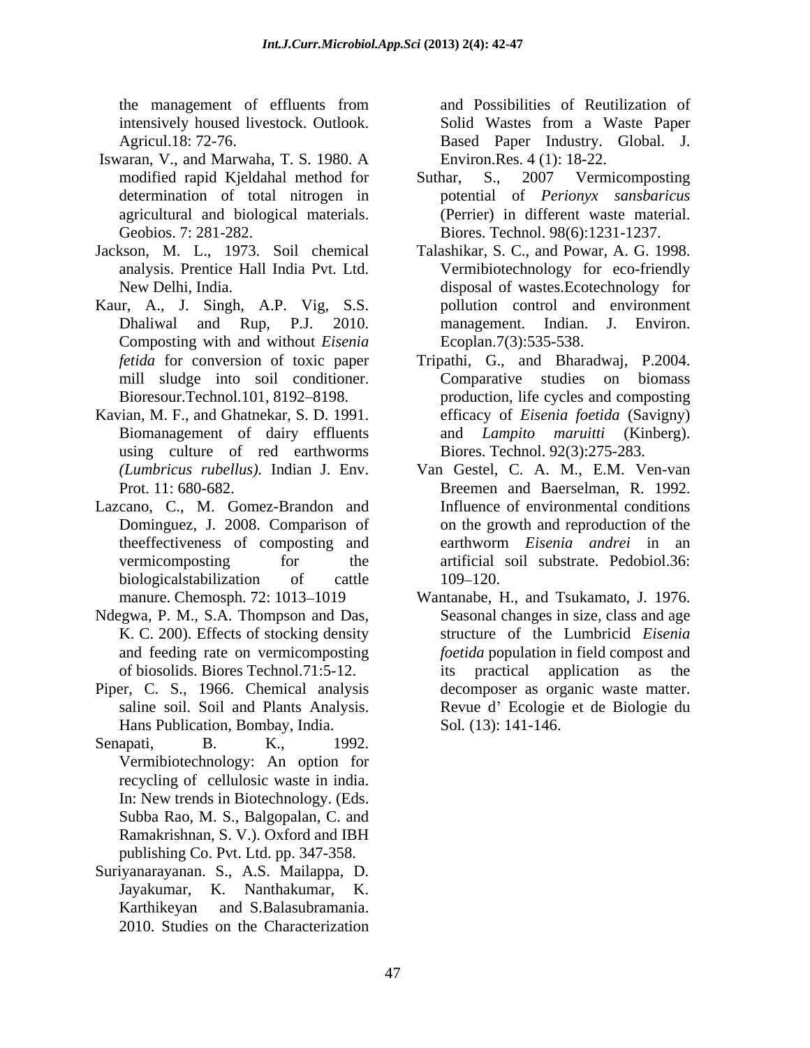the management of effluents from intensively housed livestock. Outlook. Agricul.18: 72-76.

Iswaran, V., and Marwaha, T. S. 1980. A modified rapid Kjeldahal method for determination of total nitrogen in agricultural and biological materials. Geobios. 7: 281-282.

Jackson, M. L., 1973. Soil chemical analysis. Prentice Hall India Pvt. Ltd. New Delhi, India.

Kaur, A., J. Singh, A.P. Vig, S.S. Dhaliwal and Rup, P.J. 2010. Composting with and without *Eisenia fetida* for conversion of toxic paper mill sludge into soil conditioner. Bioresour.Technol.101, 8192–8198.

Kavian, M. F., and Ghatnekar, S. D. 1991. Biomanagement of dairy effluents using culture of red earthworms *(Lumbricus rubellus)*. Indian J. Env. Prot. 11: 680-682.

Lazcano, C., M. Gomez-Brandon and Dominguez, J. 2008. Comparison of theeffectiveness of composting and vermicomposting for the biologicalstabilization of cattle manure. Chemosph. 72: 1013–1019

Ndegwa, P. M., S.A. Thompson and Das, K. C. 200). Effects of stocking density and feeding rate on vermicomposting of biosolids. Biores Technol.71:5-12.

Piper, C. S., 1966. Chemical analysis saline soil. Soil and Plants Analysis. Hans Publication, Bombay, India.

Senapati, B. K., 1992. Vermibiotechnology: An option for recycling of cellulosic waste in india. In: New trends in Biotechnology. (Eds. Subba Rao, M. S., Balgopalan, C. and Ramakrishnan, S. V.). Oxford and IBH publishing Co. Pvt. Ltd. pp. 347-358.

Suriyanarayanan. S., A.S. Mailappa, D. Jayakumar, K. Nanthakumar, K. Karthikeyan and S.Balasubramania. 2010. Studies on the Characterization and Possibilities of Reutilization of Solid Wastes from a Waste Paper Based Paper Industry. Global. J. Environ.Res. 4 (1): 18-22.

Suthar, S., 2007 Vermicomposting potential of *Perionyx sansbaricus* (Perrier) in different waste material. Biores. Technol. 98(6):1231-1237.

Talashikar, S. C., and Powar, A. G. 1998. Vermibiotechnology for eco-friendly disposal of wastes.Ecotechnology for pollution control and environment management. Indian. J. Environ. Ecoplan.7(3):535-538.

Tripathi, G., and Bharadwaj, P.2004. Comparative studies on biomass production, life cycles and composting efficacy of *Eisenia foetida* (Savigny) and *Lampito maruitti* (Kinberg). Biores. Technol. 92(3):275-283.

Van Gestel, C. A. M., E.M. Ven-van Breemen and Baerselman, R. 1992. Influence of environmental conditions on the growth and reproduction of the earthworm *Eisenia andrei* in an artificial soil substrate. Pedobiol.36: 109–120.

Wantanabe, H., and Tsukamato, J. 1976. Seasonal changes in size, class and age structure of the Lumbricid *Eisenia foetida* population in field compost and its practical application as the decomposer as organic waste matter. Revue d' Ecologie et de Biologie du Sol. (13): 141-146.